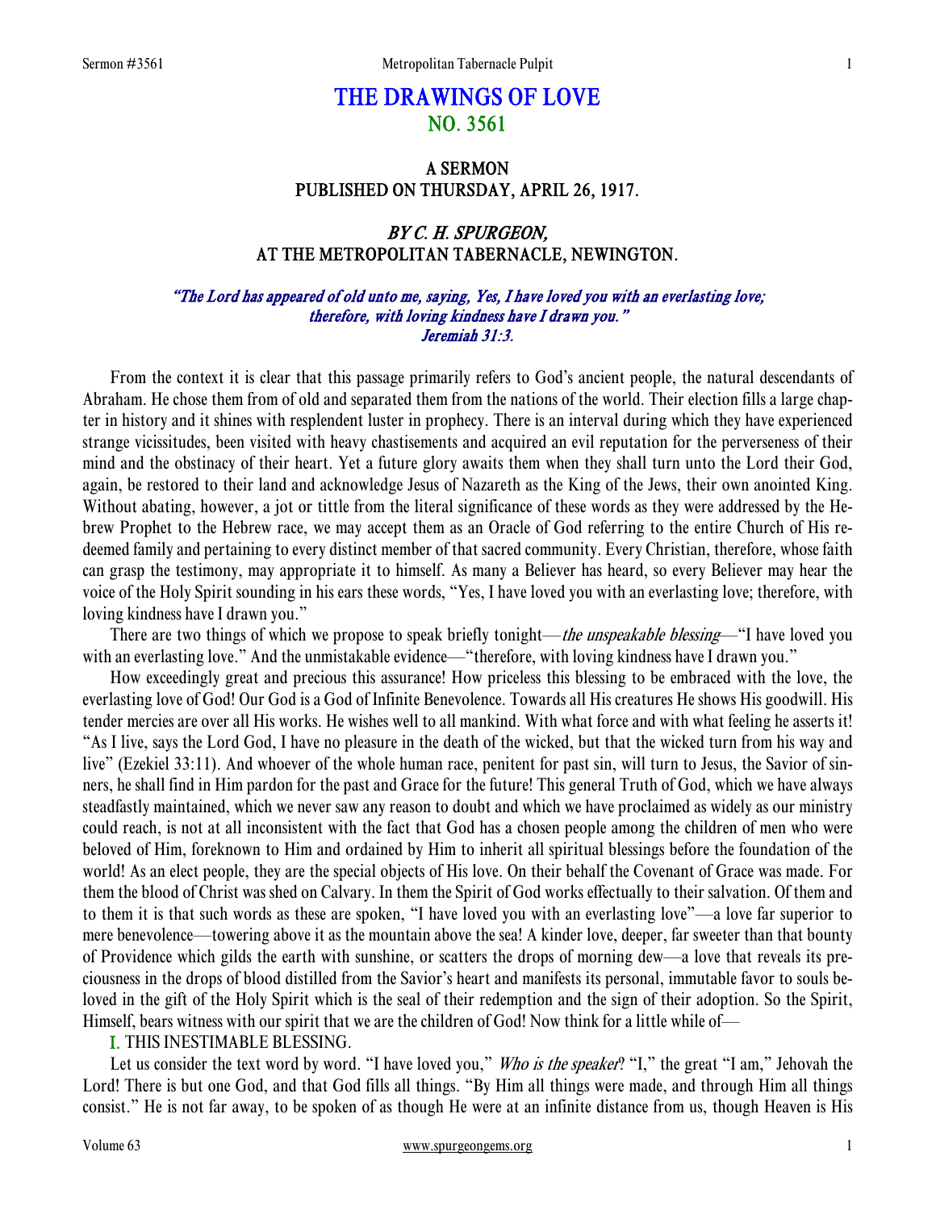# THE DRAWINGS OF LOVE
## NO. 3561

### A SERMON
### PUBLISHED ON THURSDAY, APRIL 26, 1917.

### *BY C. H. SPURGEON,*
### AT THE METROPOLITAN TABERNACLE, NEWINGTON.

*"The Lord has appeared of old unto me, saying, Yes, I have loved you with an everlasting love; therefore, with loving kindness have I drawn you." Jeremiah 31:3.*

From the context it is clear that this passage primarily refers to God's ancient people, the natural descendants of Abraham. He chose them from of old and separated them from the nations of the world. Their election fills a large chapter in history and it shines with resplendent luster in prophecy. There is an interval during which they have experienced strange vicissitudes, been visited with heavy chastisements and acquired an evil reputation for the perverseness of their mind and the obstinacy of their heart. Yet a future glory awaits them when they shall turn unto the Lord their God, again, be restored to their land and acknowledge Jesus of Nazareth as the King of the Jews, their own anointed King. Without abating, however, a jot or tittle from the literal significance of these words as they were addressed by the Hebrew Prophet to the Hebrew race, we may accept them as an Oracle of God referring to the entire Church of His redeemed family and pertaining to every distinct member of that sacred community. Every Christian, therefore, whose faith can grasp the testimony, may appropriate it to himself. As many a Believer has heard, so every Believer may hear the voice of the Holy Spirit sounding in his ears these words, "Yes, I have loved you with an everlasting love; therefore, with loving kindness have I drawn you."

There are two things of which we propose to speak briefly tonight—*the unspeakable blessing*—"I have loved you with an everlasting love." And the unmistakable evidence—"therefore, with loving kindness have I drawn you."

How exceedingly great and precious this assurance! How priceless this blessing to be embraced with the love, the everlasting love of God! Our God is a God of Infinite Benevolence. Towards all His creatures He shows His goodwill. His tender mercies are over all His works. He wishes well to all mankind. With what force and with what feeling he asserts it! "As I live, says the Lord God, I have no pleasure in the death of the wicked, but that the wicked turn from his way and live" (Ezekiel 33:11). And whoever of the whole human race, penitent for past sin, will turn to Jesus, the Savior of sinners, he shall find in Him pardon for the past and Grace for the future! This general Truth of God, which we have always steadfastly maintained, which we never saw any reason to doubt and which we have proclaimed as widely as our ministry could reach, is not at all inconsistent with the fact that God has a chosen people among the children of men who were beloved of Him, foreknown to Him and ordained by Him to inherit all spiritual blessings before the foundation of the world! As an elect people, they are the special objects of His love. On their behalf the Covenant of Grace was made. For them the blood of Christ was shed on Calvary. In them the Spirit of God works effectually to their salvation. Of them and to them it is that such words as these are spoken, "I have loved you with an everlasting love"—a love far superior to mere benevolence—towering above it as the mountain above the sea! A kinder love, deeper, far sweeter than that bounty of Providence which gilds the earth with sunshine, or scatters the drops of morning dew—a love that reveals its preciousness in the drops of blood distilled from the Savior's heart and manifests its personal, immutable favor to souls beloved in the gift of the Holy Spirit which is the seal of their redemption and the sign of their adoption. So the Spirit, Himself, bears witness with our spirit that we are the children of God! Now think for a little while of—

I. THIS INESTIMABLE BLESSING.

Let us consider the text word by word. "I have loved you," *Who is the speaker*? "I," the great "I am," Jehovah the Lord! There is but one God, and that God fills all things. "By Him all things were made, and through Him all things consist." He is not far away, to be spoken of as though He were at an infinite distance from us, though Heaven is His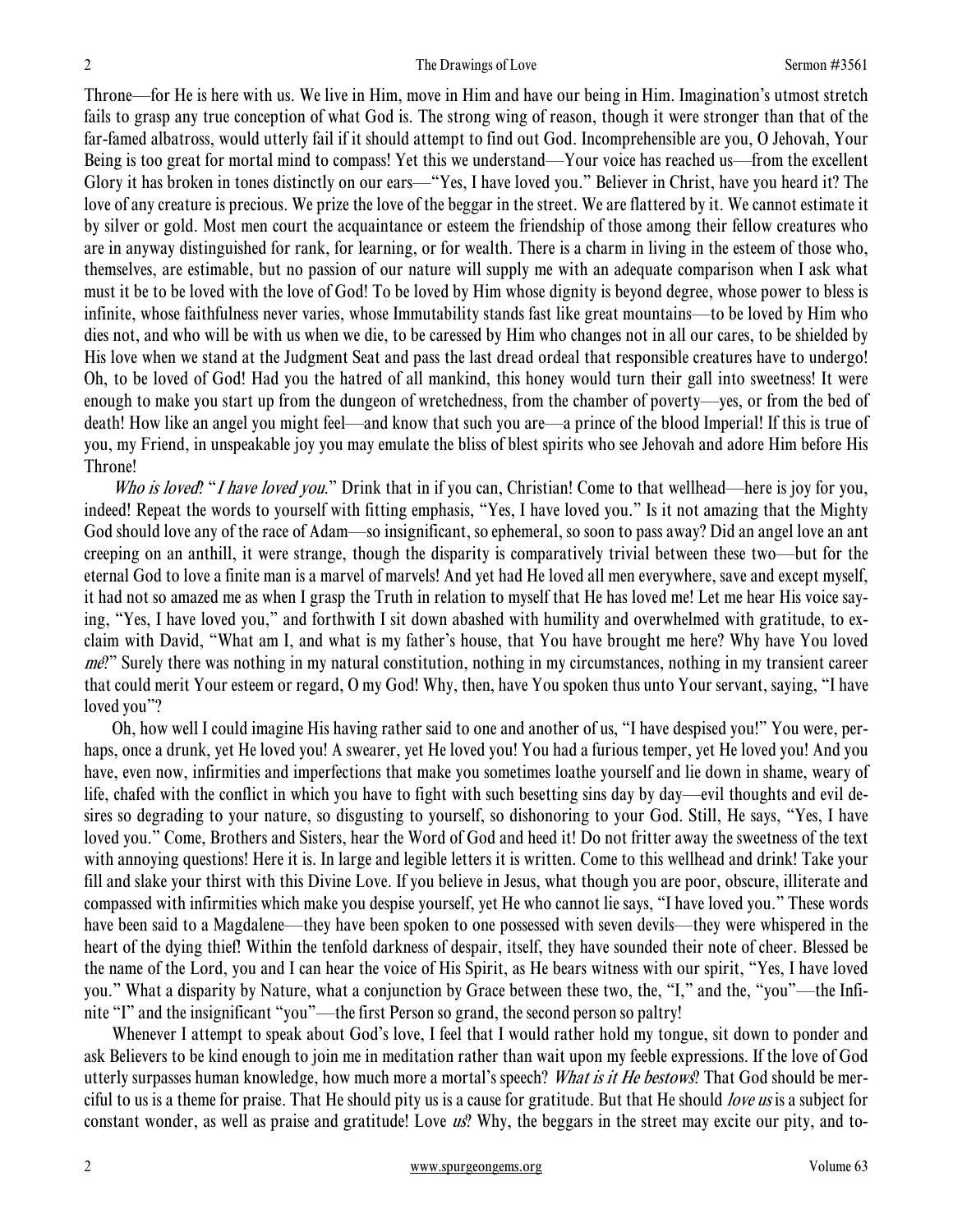Throne—for He is here with us. We live in Him, move in Him and have our being in Him. Imagination's utmost stretch fails to grasp any true conception of what God is. The strong wing of reason, though it were stronger than that of the far-famed albatross, would utterly fail if it should attempt to find out God. Incomprehensible are you, O Jehovah, Your Being is too great for mortal mind to compass! Yet this we understand—Your voice has reached us—from the excellent Glory it has broken in tones distinctly on our ears—"Yes, I have loved you." Believer in Christ, have you heard it? The love of any creature is precious. We prize the love of the beggar in the street. We are flattered by it. We cannot estimate it by silver or gold. Most men court the acquaintance or esteem the friendship of those among their fellow creatures who are in anyway distinguished for rank, for learning, or for wealth. There is a charm in living in the esteem of those who, themselves, are estimable, but no passion of our nature will supply me with an adequate comparison when I ask what must it be to be loved with the love of God! To be loved by Him whose dignity is beyond degree, whose power to bless is infinite, whose faithfulness never varies, whose Immutability stands fast like great mountains—to be loved by Him who dies not, and who will be with us when we die, to be caressed by Him who changes not in all our cares, to be shielded by His love when we stand at the Judgment Seat and pass the last dread ordeal that responsible creatures have to undergo! Oh, to be loved of God! Had you the hatred of all mankind, this honey would turn their gall into sweetness! It were enough to make you start up from the dungeon of wretchedness, from the chamber of poverty—yes, or from the bed of death! How like an angel you might feel—and know that such you are—a prince of the blood Imperial! If this is true of you, my Friend, in unspeakable joy you may emulate the bliss of blest spirits who see Jehovah and adore Him before His Throne!

*Who is loved*? "*I have loved you.*" Drink that in if you can, Christian! Come to that wellhead—here is joy for you, indeed! Repeat the words to yourself with fitting emphasis, "Yes, I have loved you." Is it not amazing that the Mighty God should love any of the race of Adam—so insignificant, so ephemeral, so soon to pass away? Did an angel love an ant creeping on an anthill, it were strange, though the disparity is comparatively trivial between these two—but for the eternal God to love a finite man is a marvel of marvels! And yet had He loved all men everywhere, save and except myself, it had not so amazed me as when I grasp the Truth in relation to myself that He has loved me! Let me hear His voice saying, "Yes, I have loved you," and forthwith I sit down abashed with humility and overwhelmed with gratitude, to exclaim with David, "What am I, and what is my father's house, that You have brought me here? Why have You loved *me*?" Surely there was nothing in my natural constitution, nothing in my circumstances, nothing in my transient career that could merit Your esteem or regard, O my God! Why, then, have You spoken thus unto Your servant, saying, "I have loved you"?

Oh, how well I could imagine His having rather said to one and another of us, "I have despised you!" You were, perhaps, once a drunk, yet He loved you! A swearer, yet He loved you! You had a furious temper, yet He loved you! And you have, even now, infirmities and imperfections that make you sometimes loathe yourself and lie down in shame, weary of life, chafed with the conflict in which you have to fight with such besetting sins day by day—evil thoughts and evil desires so degrading to your nature, so disgusting to yourself, so dishonoring to your God. Still, He says, "Yes, I have loved you." Come, Brothers and Sisters, hear the Word of God and heed it! Do not fritter away the sweetness of the text with annoying questions! Here it is. In large and legible letters it is written. Come to this wellhead and drink! Take your fill and slake your thirst with this Divine Love. If you believe in Jesus, what though you are poor, obscure, illiterate and compassed with infirmities which make you despise yourself, yet He who cannot lie says, "I have loved you." These words have been said to a Magdalene—they have been spoken to one possessed with seven devils—they were whispered in the heart of the dying thief! Within the tenfold darkness of despair, itself, they have sounded their note of cheer. Blessed be the name of the Lord, you and I can hear the voice of His Spirit, as He bears witness with our spirit, "Yes, I have loved you." What a disparity by Nature, what a conjunction by Grace between these two, the, "I," and the, "you"—the Infinite "I" and the insignificant "you"—the first Person so grand, the second person so paltry!

Whenever I attempt to speak about God's love, I feel that I would rather hold my tongue, sit down to ponder and ask Believers to be kind enough to join me in meditation rather than wait upon my feeble expressions. If the love of God utterly surpasses human knowledge, how much more a mortal's speech? *What is it He bestows*? That God should be merciful to us is a theme for praise. That He should pity us is a cause for gratitude. But that He should *love us* is a subject for constant wonder, as well as praise and gratitude! Love *us*? Why, the beggars in the street may excite our pity, and to-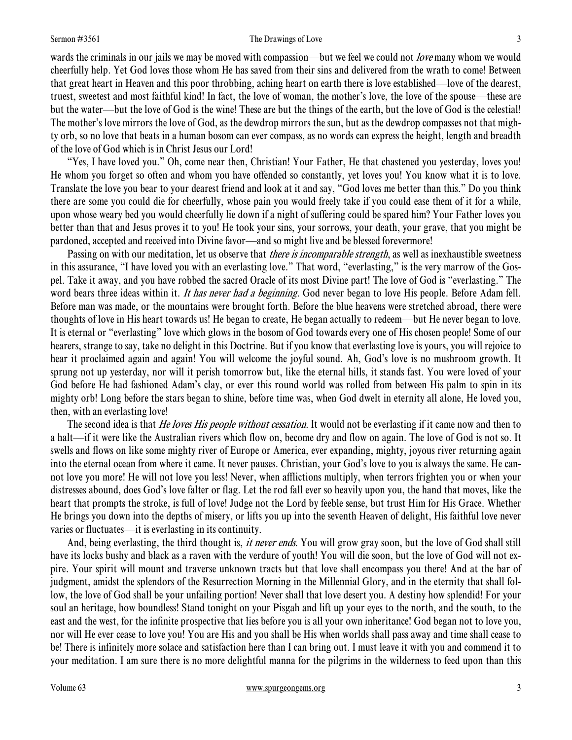wards the criminals in our jails we may be moved with compassion—but we feel we could not *love* many whom we would cheerfully help. Yet God loves those whom He has saved from their sins and delivered from the wrath to come! Between that great heart in Heaven and this poor throbbing, aching heart on earth there is love established—love of the dearest, truest, sweetest and most faithful kind! In fact, the love of woman, the mother's love, the love of the spouse—these are but the water—but the love of God is the wine! These are but the things of the earth, but the love of God is the celestial! The mother's love mirrors the love of God, as the dewdrop mirrors the sun, but as the dewdrop compasses not that mighty orb, so no love that beats in a human bosom can ever compass, as no words can express the height, length and breadth of the love of God which is in Christ Jesus our Lord!

"Yes, I have loved you." Oh, come near then, Christian! Your Father, He that chastened you yesterday, loves you! He whom you forget so often and whom you have offended so constantly, yet loves you! You know what it is to love. Translate the love you bear to your dearest friend and look at it and say, "God loves me better than this." Do you think there are some you could die for cheerfully, whose pain you would freely take if you could ease them of it for a while, upon whose weary bed you would cheerfully lie down if a night of suffering could be spared him? Your Father loves you better than that and Jesus proves it to you! He took your sins, your sorrows, your death, your grave, that you might be pardoned, accepted and received into Divine favor—and so might live and be blessed forevermore!

Passing on with our meditation, let us observe that *there is incomparable strength*, as well as inexhaustible sweetness in this assurance, "I have loved you with an everlasting love." That word, "everlasting," is the very marrow of the Gospel. Take it away, and you have robbed the sacred Oracle of its most Divine part! The love of God is "everlasting." The word bears three ideas within it. *It has never had a beginning*. God never began to love His people. Before Adam fell. Before man was made, or the mountains were brought forth. Before the blue heavens were stretched abroad, there were thoughts of love in His heart towards us! He began to create, He began actually to redeem—but He never began to love. It is eternal or "everlasting" love which glows in the bosom of God towards every one of His chosen people! Some of our hearers, strange to say, take no delight in this Doctrine. But if you know that everlasting love is yours, you will rejoice to hear it proclaimed again and again! You will welcome the joyful sound. Ah, God's love is no mushroom growth. It sprung not up yesterday, nor will it perish tomorrow but, like the eternal hills, it stands fast. You were loved of your God before He had fashioned Adam's clay, or ever this round world was rolled from between His palm to spin in its mighty orb! Long before the stars began to shine, before time was, when God dwelt in eternity all alone, He loved you, then, with an everlasting love!

The second idea is that *He loves His people without cessation*. It would not be everlasting if it came now and then to a halt—if it were like the Australian rivers which flow on, become dry and flow on again. The love of God is not so. It swells and flows on like some mighty river of Europe or America, ever expanding, mighty, joyous river returning again into the eternal ocean from where it came. It never pauses. Christian, your God's love to you is always the same. He cannot love you more! He will not love you less! Never, when afflictions multiply, when terrors frighten you or when your distresses abound, does God's love falter or flag. Let the rod fall ever so heavily upon you, the hand that moves, like the heart that prompts the stroke, is full of love! Judge not the Lord by feeble sense, but trust Him for His Grace. Whether He brings you down into the depths of misery, or lifts you up into the seventh Heaven of delight, His faithful love never varies or fluctuates—it is everlasting in its continuity.

And, being everlasting, the third thought is, *it never ends*. You will grow gray soon, but the love of God shall still have its locks bushy and black as a raven with the verdure of youth! You will die soon, but the love of God will not expire. Your spirit will mount and traverse unknown tracts but that love shall encompass you there! And at the bar of judgment, amidst the splendors of the Resurrection Morning in the Millennial Glory, and in the eternity that shall follow, the love of God shall be your unfailing portion! Never shall that love desert you. A destiny how splendid! For your soul an heritage, how boundless! Stand tonight on your Pisgah and lift up your eyes to the north, and the south, to the east and the west, for the infinite prospective that lies before you is all your own inheritance! God began not to love you, nor will He ever cease to love you! You are His and you shall be His when worlds shall pass away and time shall cease to be! There is infinitely more solace and satisfaction here than I can bring out. I must leave it with you and commend it to your meditation. I am sure there is no more delightful manna for the pilgrims in the wilderness to feed upon than this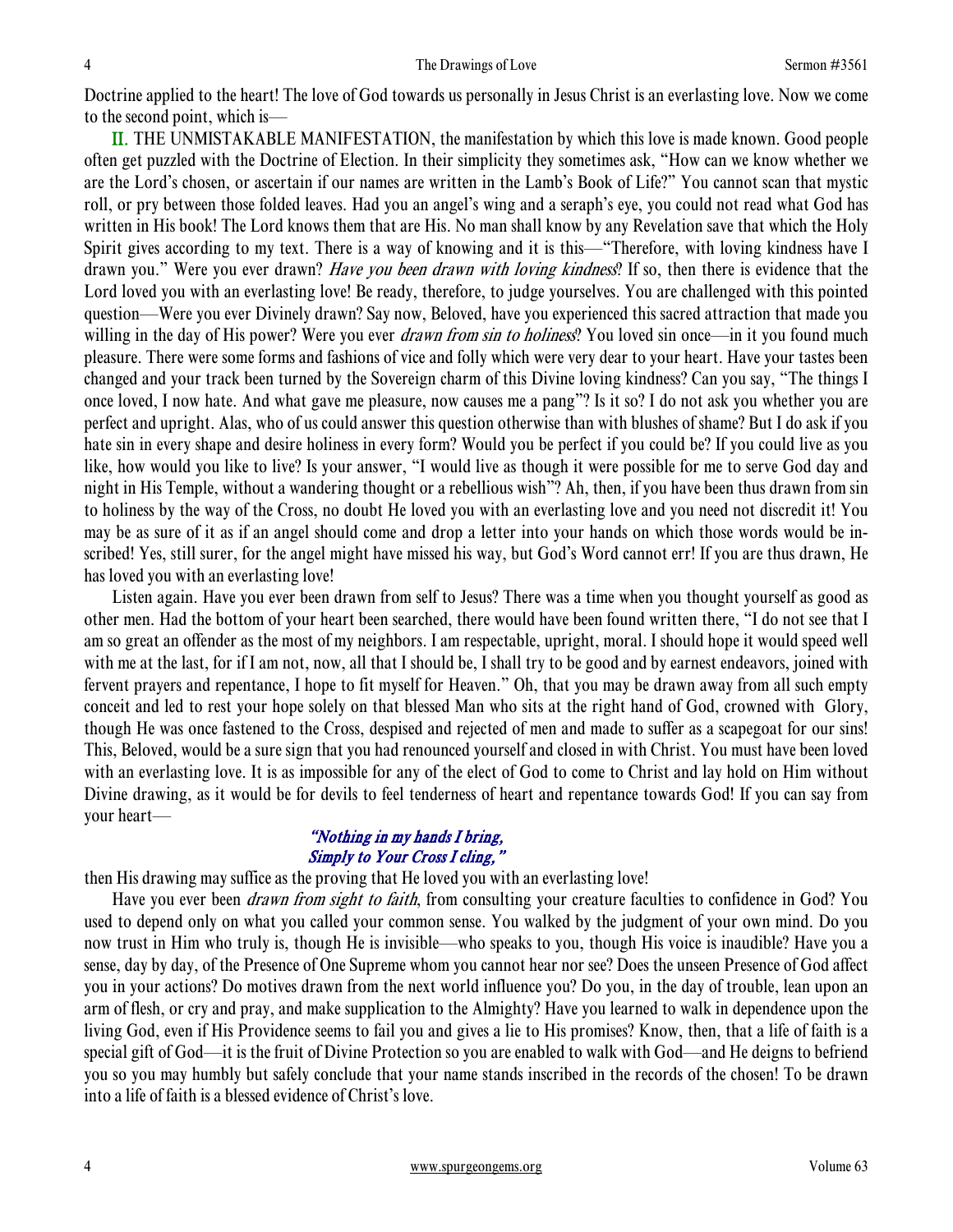Doctrine applied to the heart! The love of God towards us personally in Jesus Christ is an everlasting love. Now we come to the second point, which is—

**II.** THE UNMISTAKABLE MANIFESTATION, the manifestation by which this love is made known. Good people often get puzzled with the Doctrine of Election. In their simplicity they sometimes ask, "How can we know whether we are the Lord's chosen, or ascertain if our names are written in the Lamb's Book of Life?" You cannot scan that mystic roll, or pry between those folded leaves. Had you an angel's wing and a seraph's eye, you could not read what God has written in His book! The Lord knows them that are His. No man shall know by any Revelation save that which the Holy Spirit gives according to my text. There is a way of knowing and it is this—"Therefore, with loving kindness have I drawn you." Were you ever drawn? *Have you been drawn with loving kindness*? If so, then there is evidence that the Lord loved you with an everlasting love! Be ready, therefore, to judge yourselves. You are challenged with this pointed question—Were you ever Divinely drawn? Say now, Beloved, have you experienced this sacred attraction that made you willing in the day of His power? Were you ever *drawn from sin to holiness*? You loved sin once—in it you found much pleasure. There were some forms and fashions of vice and folly which were very dear to your heart. Have your tastes been changed and your track been turned by the Sovereign charm of this Divine loving kindness? Can you say, "The things I once loved, I now hate. And what gave me pleasure, now causes me a pang"? Is it so? I do not ask you whether you are perfect and upright. Alas, who of us could answer this question otherwise than with blushes of shame? But I do ask if you hate sin in every shape and desire holiness in every form? Would you be perfect if you could be? If you could live as you like, how would you like to live? Is your answer, "I would live as though it were possible for me to serve God day and night in His Temple, without a wandering thought or a rebellious wish"? Ah, then, if you have been thus drawn from sin to holiness by the way of the Cross, no doubt He loved you with an everlasting love and you need not discredit it! You may be as sure of it as if an angel should come and drop a letter into your hands on which those words would be inscribed! Yes, still surer, for the angel might have missed his way, but God's Word cannot err! If you are thus drawn, He has loved you with an everlasting love!

Listen again. Have you ever been drawn from self to Jesus? There was a time when you thought yourself as good as other men. Had the bottom of your heart been searched, there would have been found written there, "I do not see that I am so great an offender as the most of my neighbors. I am respectable, upright, moral. I should hope it would speed well with me at the last, for if I am not, now, all that I should be, I shall try to be good and by earnest endeavors, joined with fervent prayers and repentance, I hope to fit myself for Heaven." Oh, that you may be drawn away from all such empty conceit and led to rest your hope solely on that blessed Man who sits at the right hand of God, crowned with Glory, though He was once fastened to the Cross, despised and rejected of men and made to suffer as a scapegoat for our sins! This, Beloved, would be a sure sign that you had renounced yourself and closed in with Christ. You must have been loved with an everlasting love. It is as impossible for any of the elect of God to come to Christ and lay hold on Him without Divine drawing, as it would be for devils to feel tenderness of heart and repentance towards God! If you can say from your heart—

*"Nothing in my hands I bring,*
*Simply to Your Cross I cling,"*

then His drawing may suffice as the proving that He loved you with an everlasting love!

Have you ever been *drawn from sight to faith*, from consulting your creature faculties to confidence in God? You used to depend only on what you called your common sense. You walked by the judgment of your own mind. Do you now trust in Him who truly is, though He is invisible—who speaks to you, though His voice is inaudible? Have you a sense, day by day, of the Presence of One Supreme whom you cannot hear nor see? Does the unseen Presence of God affect you in your actions? Do motives drawn from the next world influence you? Do you, in the day of trouble, lean upon an arm of flesh, or cry and pray, and make supplication to the Almighty? Have you learned to walk in dependence upon the living God, even if His Providence seems to fail you and gives a lie to His promises? Know, then, that a life of faith is a special gift of God—it is the fruit of Divine Protection so you are enabled to walk with God—and He deigns to befriend you so you may humbly but safely conclude that your name stands inscribed in the records of the chosen! To be drawn into a life of faith is a blessed evidence of Christ's love.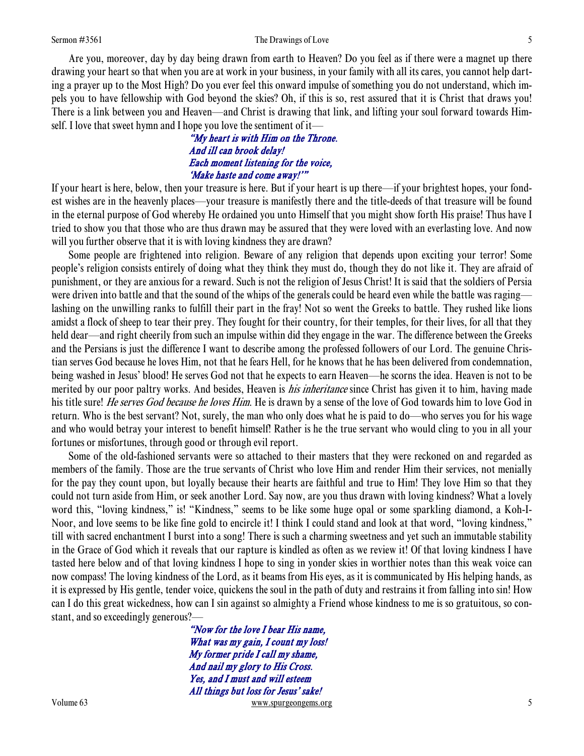Are you, moreover, day by day being drawn from earth to Heaven? Do you feel as if there were a magnet up there drawing your heart so that when you are at work in your business, in your family with all its cares, you cannot help darting a prayer up to the Most High? Do you ever feel this onward impulse of something you do not understand, which impels you to have fellowship with God beyond the skies? Oh, if this is so, rest assured that it is Christ that draws you! There is a link between you and Heaven—and Christ is drawing that link, and lifting your soul forward towards Himself. I love that sweet hymn and I hope you love the sentiment of it—

> *"My heart is with Him on the Throne.*
> *And ill can brook delay!*
> *Each moment listening for the voice,*
> *'Make haste and come away!'"*

If your heart is here, below, then your treasure is here. But if your heart is up there—if your brightest hopes, your fondest wishes are in the heavenly places—your treasure is manifestly there and the title-deeds of that treasure will be found in the eternal purpose of God whereby He ordained you unto Himself that you might show forth His praise! Thus have I tried to show you that those who are thus drawn may be assured that they were loved with an everlasting love. And now will you further observe that it is with loving kindness they are drawn?

Some people are frightened into religion. Beware of any religion that depends upon exciting your terror! Some people's religion consists entirely of doing what they think they must do, though they do not like it. They are afraid of punishment, or they are anxious for a reward. Such is not the religion of Jesus Christ! It is said that the soldiers of Persia were driven into battle and that the sound of the whips of the generals could be heard even while the battle was raging—lashing on the unwilling ranks to fulfill their part in the fray! Not so went the Greeks to battle. They rushed like lions amidst a flock of sheep to tear their prey. They fought for their country, for their temples, for their lives, for all that they held dear—and right cheerily from such an impulse within did they engage in the war. The difference between the Greeks and the Persians is just the difference I want to describe among the professed followers of our Lord. The genuine Christian serves God because he loves Him, not that he fears Hell, for he knows that he has been delivered from condemnation, being washed in Jesus' blood! He serves God not that he expects to earn Heaven—he scorns the idea. Heaven is not to be merited by our poor paltry works. And besides, Heaven is *his inheritance* since Christ has given it to him, having made his title sure! *He serves God because he loves Him*. He is drawn by a sense of the love of God towards him to love God in return. Who is the best servant? Not, surely, the man who only does what he is paid to do—who serves you for his wage and who would betray your interest to benefit himself! Rather is he the true servant who would cling to you in all your fortunes or misfortunes, through good or through evil report.

Some of the old-fashioned servants were so attached to their masters that they were reckoned on and regarded as members of the family. Those are the true servants of Christ who love Him and render Him their services, not menially for the pay they count upon, but loyally because their hearts are faithful and true to Him! They love Him so that they could not turn aside from Him, or seek another Lord. Say now, are you thus drawn with loving kindness? What a lovely word this, "loving kindness," is! "Kindness," seems to be like some huge opal or some sparkling diamond, a Koh-I-Noor, and love seems to be like fine gold to encircle it! I think I could stand and look at that word, "loving kindness," till with sacred enchantment I burst into a song! There is such a charming sweetness and yet such an immutable stability in the Grace of God which it reveals that our rapture is kindled as often as we review it! Of that loving kindness I have tasted here below and of that loving kindness I hope to sing in yonder skies in worthier notes than this weak voice can now compass! The loving kindness of the Lord, as it beams from His eyes, as it is communicated by His helping hands, as it is expressed by His gentle, tender voice, quickens the soul in the path of duty and restrains it from falling into sin! How can I do this great wickedness, how can I sin against so almighty a Friend whose kindness to me is so gratuitous, so constant, and so exceedingly generous?—

> *"Now for the love I bear His name,*
> *What was my gain, I count my loss!*
> *My former pride I call my shame,*
> *And nail my glory to His Cross.*
> *Yes, and I must and will esteem*
> *All things but loss for Jesus' sake!*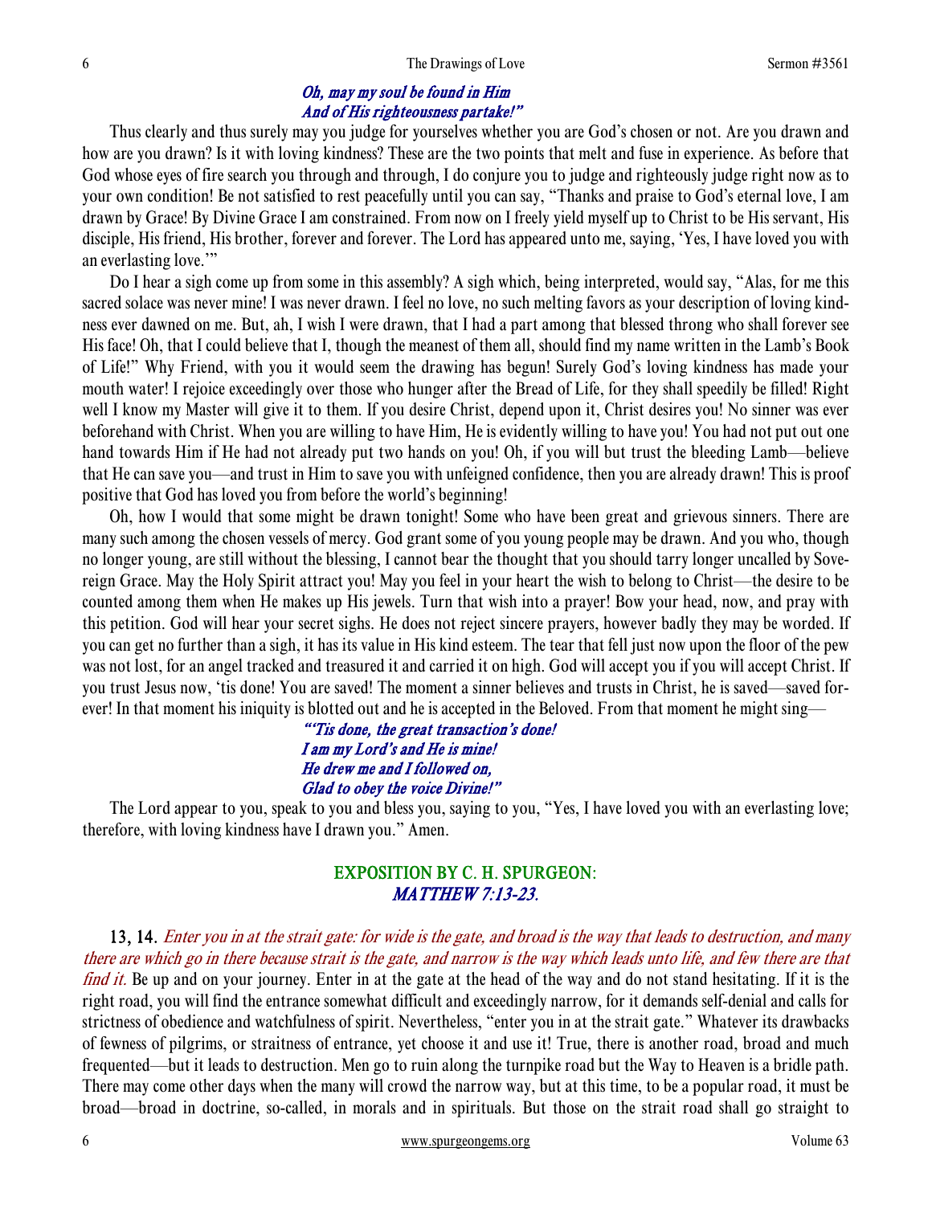*Oh, may my soul be found in Him*
*And of His righteousness partake!"*

Thus clearly and thus surely may you judge for yourselves whether you are God's chosen or not. Are you drawn and how are you drawn? Is it with loving kindness? These are the two points that melt and fuse in experience. As before that God whose eyes of fire search you through and through, I do conjure you to judge and righteously judge right now as to your own condition! Be not satisfied to rest peacefully until you can say, "Thanks and praise to God's eternal love, I am drawn by Grace! By Divine Grace I am constrained. From now on I freely yield myself up to Christ to be His servant, His disciple, His friend, His brother, forever and forever. The Lord has appeared unto me, saying, 'Yes, I have loved you with an everlasting love.'"

Do I hear a sigh come up from some in this assembly? A sigh which, being interpreted, would say, "Alas, for me this sacred solace was never mine! I was never drawn. I feel no love, no such melting favors as your description of loving kindness ever dawned on me. But, ah, I wish I were drawn, that I had a part among that blessed throng who shall forever see His face! Oh, that I could believe that I, though the meanest of them all, should find my name written in the Lamb's Book of Life!" Why Friend, with you it would seem the drawing has begun! Surely God's loving kindness has made your mouth water! I rejoice exceedingly over those who hunger after the Bread of Life, for they shall speedily be filled! Right well I know my Master will give it to them. If you desire Christ, depend upon it, Christ desires you! No sinner was ever beforehand with Christ. When you are willing to have Him, He is evidently willing to have you! You had not put out one hand towards Him if He had not already put two hands on you! Oh, if you will but trust the bleeding Lamb—believe that He can save you—and trust in Him to save you with unfeigned confidence, then you are already drawn! This is proof positive that God has loved you from before the world's beginning!

Oh, how I would that some might be drawn tonight! Some who have been great and grievous sinners. There are many such among the chosen vessels of mercy. God grant some of you young people may be drawn. And you who, though no longer young, are still without the blessing, I cannot bear the thought that you should tarry longer uncalled by Sovereign Grace. May the Holy Spirit attract you! May you feel in your heart the wish to belong to Christ—the desire to be counted among them when He makes up His jewels. Turn that wish into a prayer! Bow your head, now, and pray with this petition. God will hear your secret sighs. He does not reject sincere prayers, however badly they may be worded. If you can get no further than a sigh, it has its value in His kind esteem. The tear that fell just now upon the floor of the pew was not lost, for an angel tracked and treasured it and carried it on high. God will accept you if you will accept Christ. If you trust Jesus now, 'tis done! You are saved! The moment a sinner believes and trusts in Christ, he is saved—saved forever! In that moment his iniquity is blotted out and he is accepted in the Beloved. From that moment he might sing—

*"'Tis done, the great transaction's done!*
*I am my Lord's and He is mine!*
*He drew me and I followed on,*
*Glad to obey the voice Divine!"*

The Lord appear to you, speak to you and bless you, saying to you, "Yes, I have loved you with an everlasting love; therefore, with loving kindness have I drawn you." Amen.

## EXPOSITION BY C. H. SPURGEON: *MATTHEW 7:13-23.*

**13, 14.** *Enter you in at the strait gate: for wide is the gate, and broad is the way that leads to destruction, and many there are which go in there because strait is the gate, and narrow is the way which leads unto life, and few there are that find it.* Be up and on your journey. Enter in at the gate at the head of the way and do not stand hesitating. If it is the right road, you will find the entrance somewhat difficult and exceedingly narrow, for it demands self-denial and calls for strictness of obedience and watchfulness of spirit. Nevertheless, "enter you in at the strait gate." Whatever its drawbacks of fewness of pilgrims, or straitness of entrance, yet choose it and use it! True, there is another road, broad and much frequented—but it leads to destruction. Men go to ruin along the turnpike road but the Way to Heaven is a bridle path. There may come other days when the many will crowd the narrow way, but at this time, to be a popular road, it must be broad—broad in doctrine, so-called, in morals and in spirituals. But those on the strait road shall go straight to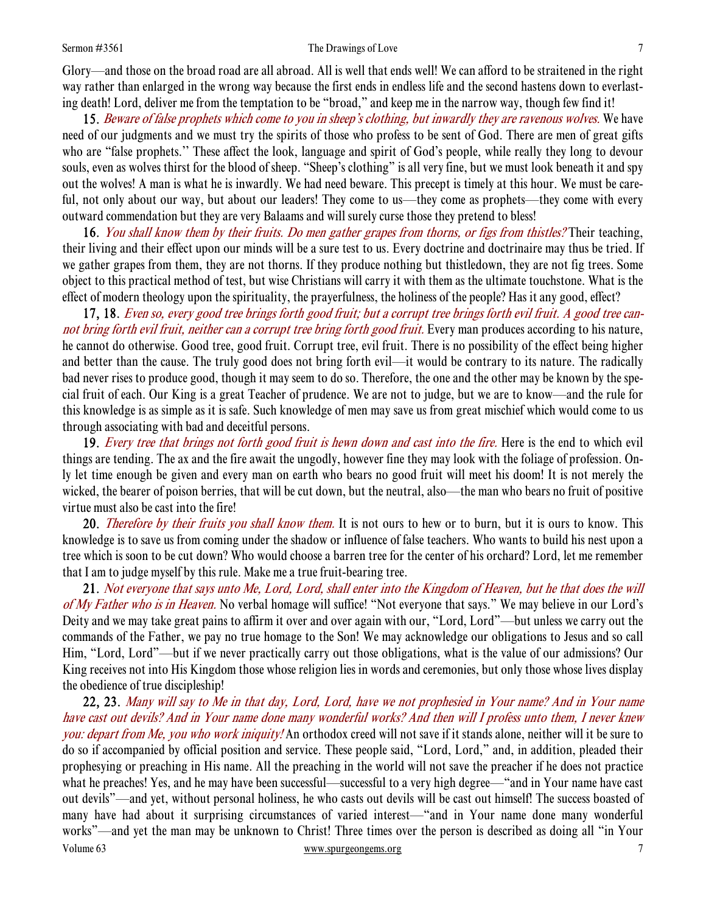Glory—and those on the broad road are all abroad. All is well that ends well! We can afford to be straitened in the right way rather than enlarged in the wrong way because the first ends in endless life and the second hastens down to everlasting death! Lord, deliver me from the temptation to be "broad," and keep me in the narrow way, though few find it!

**15.** *Beware of false prophets which come to you in sheep's clothing, but inwardly they are ravenous wolves.* We have need of our judgments and we must try the spirits of those who profess to be sent of God. There are men of great gifts who are "false prophets.'' These affect the look, language and spirit of God's people, while really they long to devour souls, even as wolves thirst for the blood of sheep. "Sheep's clothing" is all very fine, but we must look beneath it and spy out the wolves! A man is what he is inwardly. We had need beware. This precept is timely at this hour. We must be careful, not only about our way, but about our leaders! They come to us—they come as prophets—they come with every outward commendation but they are very Balaams and will surely curse those they pretend to bless!

**16.** *You shall know them by their fruits. Do men gather grapes from thorns, or figs from thistles?* Their teaching, their living and their effect upon our minds will be a sure test to us. Every doctrine and doctrinaire may thus be tried. If we gather grapes from them, they are not thorns. If they produce nothing but thistledown, they are not fig trees. Some object to this practical method of test, but wise Christians will carry it with them as the ultimate touchstone. What is the effect of modern theology upon the spirituality, the prayerfulness, the holiness of the people? Has it any good, effect?

**17, 18.** *Even so, every good tree brings forth good fruit; but a corrupt tree brings forth evil fruit. A good tree cannot bring forth evil fruit, neither can a corrupt tree bring forth good fruit.* Every man produces according to his nature, he cannot do otherwise. Good tree, good fruit. Corrupt tree, evil fruit. There is no possibility of the effect being higher and better than the cause. The truly good does not bring forth evil—it would be contrary to its nature. The radically bad never rises to produce good, though it may seem to do so. Therefore, the one and the other may be known by the special fruit of each. Our King is a great Teacher of prudence. We are not to judge, but we are to know—and the rule for this knowledge is as simple as it is safe. Such knowledge of men may save us from great mischief which would come to us through associating with bad and deceitful persons.

**19.** *Every tree that brings not forth good fruit is hewn down and cast into the fire.* Here is the end to which evil things are tending. The ax and the fire await the ungodly, however fine they may look with the foliage of profession. Only let time enough be given and every man on earth who bears no good fruit will meet his doom! It is not merely the wicked, the bearer of poison berries, that will be cut down, but the neutral, also—the man who bears no fruit of positive virtue must also be cast into the fire!

**20.** *Therefore by their fruits you shall know them.* It is not ours to hew or to burn, but it is ours to know. This knowledge is to save us from coming under the shadow or influence of false teachers. Who wants to build his nest upon a tree which is soon to be cut down? Who would choose a barren tree for the center of his orchard? Lord, let me remember that I am to judge myself by this rule. Make me a true fruit-bearing tree.

**21.** *Not everyone that says unto Me, Lord, Lord, shall enter into the Kingdom of Heaven, but he that does the will of My Father who is in Heaven.* No verbal homage will suffice! "Not everyone that says." We may believe in our Lord's Deity and we may take great pains to affirm it over and over again with our, "Lord, Lord"—but unless we carry out the commands of the Father, we pay no true homage to the Son! We may acknowledge our obligations to Jesus and so call Him, "Lord, Lord"—but if we never practically carry out those obligations, what is the value of our admissions? Our King receives not into His Kingdom those whose religion lies in words and ceremonies, but only those whose lives display the obedience of true discipleship!

**22, 23.** *Many will say to Me in that day, Lord, Lord, have we not prophesied in Your name? And in Your name have cast out devils? And in Your name done many wonderful works? And then will I profess unto them, I never knew you: depart from Me, you who work iniquity!* An orthodox creed will not save if it stands alone, neither will it be sure to do so if accompanied by official position and service. These people said, "Lord, Lord," and, in addition, pleaded their prophesying or preaching in His name. All the preaching in the world will not save the preacher if he does not practice what he preaches! Yes, and he may have been successful—successful to a very high degree—"and in Your name have cast out devils"—and yet, without personal holiness, he who casts out devils will be cast out himself! The success boasted of many have had about it surprising circumstances of varied interest—"and in Your name done many wonderful works"—and yet the man may be unknown to Christ! Three times over the person is described as doing all "in Your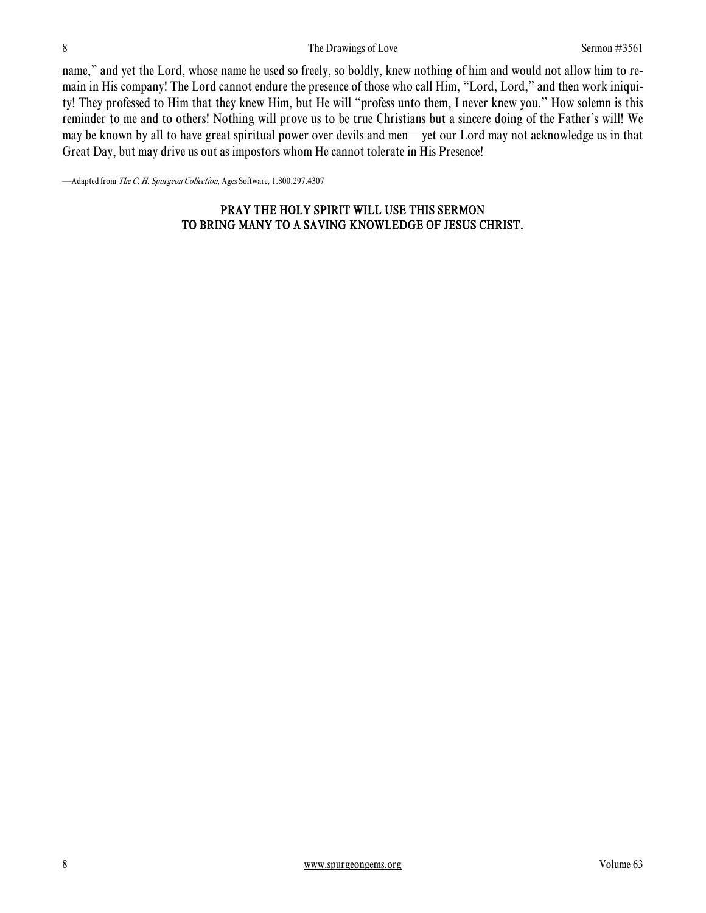name," and yet the Lord, whose name he used so freely, so boldly, knew nothing of him and would not allow him to remain in His company! The Lord cannot endure the presence of those who call Him, "Lord, Lord," and then work iniquity! They professed to Him that they knew Him, but He will "profess unto them, I never knew you." How solemn is this reminder to me and to others! Nothing will prove us to be true Christians but a sincere doing of the Father's will! We may be known by all to have great spiritual power over devils and men—yet our Lord may not acknowledge us in that Great Day, but may drive us out as impostors whom He cannot tolerate in His Presence!

—Adapted from *The C. H. Spurgeon Collection*, Ages Software, 1.800.297.4307

**PRAY THE HOLY SPIRIT WILL USE THIS SERMON TO BRING MANY TO A SAVING KNOWLEDGE OF JESUS CHRIST.**